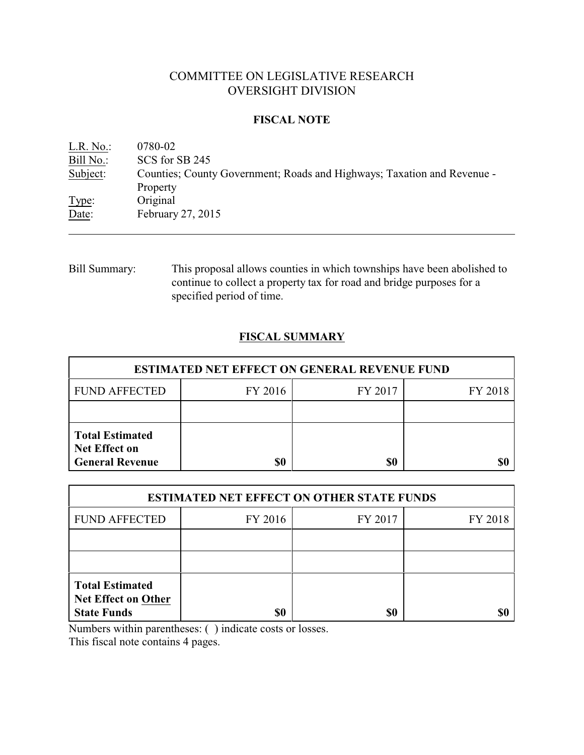COMMITTEE ON LEGISLATIVE RESEARCH
OVERSIGHT DIVISION

## FISCAL NOTE

L.R. No.: 0780-02
Bill No.: SCS for SB 245
Subject: Counties; County Government; Roads and Highways; Taxation and Revenue - Property
Type: Original
Date: February 27, 2015

---

Bill Summary: This proposal allows counties in which townships have been abolished to continue to collect a property tax for road and bridge purposes for a specified period of time.

## FISCAL SUMMARY

| ESTIMATED NET EFFECT ON GENERAL REVENUE FUND | | | |
|---|---|---|---|
| FUND AFFECTED | FY 2016 | FY 2017 | FY 2018 |
| | | | |
| **Total Estimated Net Effect on General Revenue** | **$0** | **$0** | **$0** |

| ESTIMATED NET EFFECT ON OTHER STATE FUNDS | | | |
|---|---|---|---|
| FUND AFFECTED | FY 2016 | FY 2017 | FY 2018 |
| | | | |
| | | | |
| **Total Estimated Net Effect on Other State Funds** | **$0** | **$0** | **$0** |

Numbers within parentheses: ( ) indicate costs or losses.
This fiscal note contains 4 pages.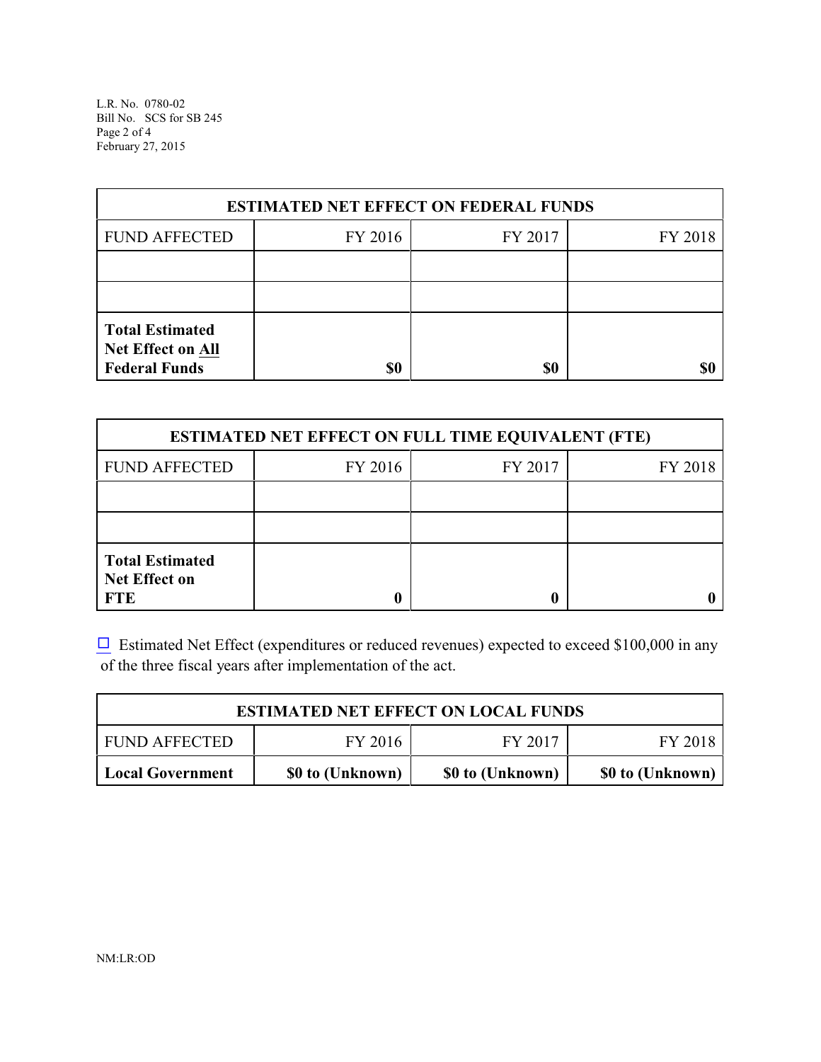| ESTIMATED NET EFFECT ON FEDERAL FUNDS | | | |
|---|---|---|---|
| FUND AFFECTED | FY 2016 | FY 2017 | FY 2018 |
| | | | |
| | | | |
| **Total Estimated Net Effect on All Federal Funds** | **$0** | **$0** | **$0** |

| ESTIMATED NET EFFECT ON FULL TIME EQUIVALENT (FTE) | | | |
|---|---|---|---|
| FUND AFFECTED | FY 2016 | FY 2017 | FY 2018 |
| | | | |
| | | | |
| **Total Estimated Net Effect on FTE** | **0** | **0** | **0** |

☐ Estimated Net Effect (expenditures or reduced revenues) expected to exceed $100,000 in any of the three fiscal years after implementation of the act.

| ESTIMATED NET EFFECT ON LOCAL FUNDS | | | |
|---|---|---|---|
| FUND AFFECTED | FY 2016 | FY 2017 | FY 2018 |
| **Local Government** | **$0 to (Unknown)** | **$0 to (Unknown)** | **$0 to (Unknown)** |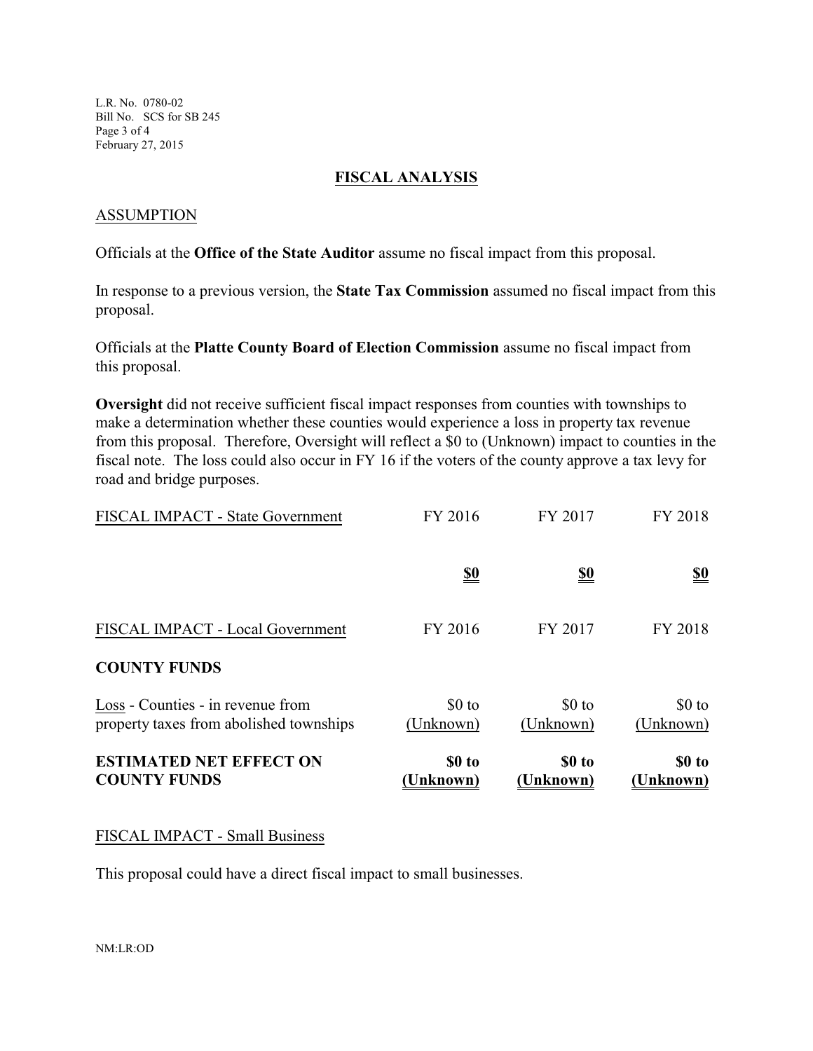## FISCAL ANALYSIS

### ASSUMPTION

Officials at the **Office of the State Auditor** assume no fiscal impact from this proposal.

In response to a previous version, the **State Tax Commission** assumed no fiscal impact from this proposal.

Officials at the **Platte County Board of Election Commission** assume no fiscal impact from this proposal.

**Oversight** did not receive sufficient fiscal impact responses from counties with townships to make a determination whether these counties would experience a loss in property tax revenue from this proposal. Therefore, Oversight will reflect a $0 to (Unknown) impact to counties in the fiscal note. The loss could also occur in FY 16 if the voters of the county approve a tax levy for road and bridge purposes.

| FISCAL IMPACT - State Government | FY 2016 | FY 2017 | FY 2018 |
|---|---|---|---|
| | **$0** | **$0** | **$0** |

| FISCAL IMPACT - Local Government | FY 2016 | FY 2017 | FY 2018 |
|---|---|---|---|
| **COUNTY FUNDS** | | | |
| Loss - Counties - in revenue from property taxes from abolished townships | $0 to (Unknown) | $0 to (Unknown) | $0 to (Unknown) |
| **ESTIMATED NET EFFECT ON COUNTY FUNDS** | **$0 to (Unknown)** | **$0 to (Unknown)** | **$0 to (Unknown)** |

### FISCAL IMPACT - Small Business

This proposal could have a direct fiscal impact to small businesses.

NM:LR:OD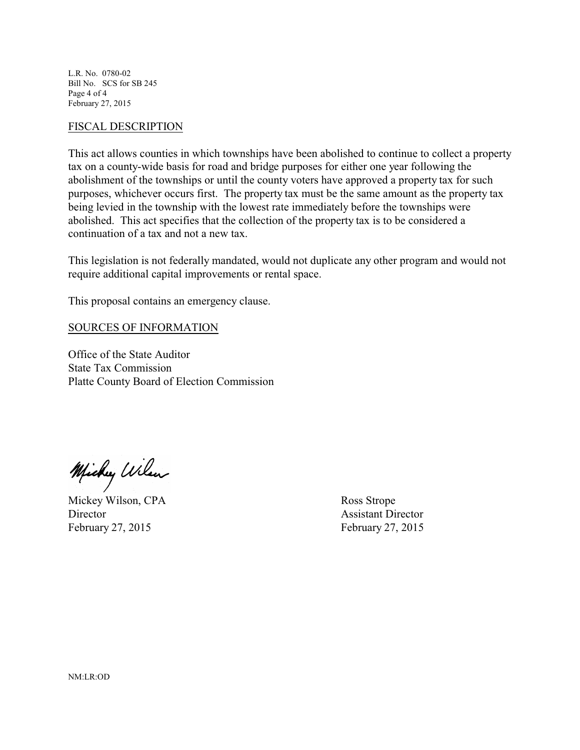## FISCAL DESCRIPTION

This act allows counties in which townships have been abolished to continue to collect a property tax on a county-wide basis for road and bridge purposes for either one year following the abolishment of the townships or until the county voters have approved a property tax for such purposes, whichever occurs first. The property tax must be the same amount as the property tax being levied in the township with the lowest rate immediately before the townships were abolished. This act specifies that the collection of the property tax is to be considered a continuation of a tax and not a new tax.

This legislation is not federally mandated, would not duplicate any other program and would not require additional capital improvements or rental space.

This proposal contains an emergency clause.

## SOURCES OF INFORMATION

Office of the State Auditor
State Tax Commission
Platte County Board of Election Commission

Mickey Wilson, CPA
Director
February 27, 2015

Ross Strope
Assistant Director
February 27, 2015

NM:LR:OD